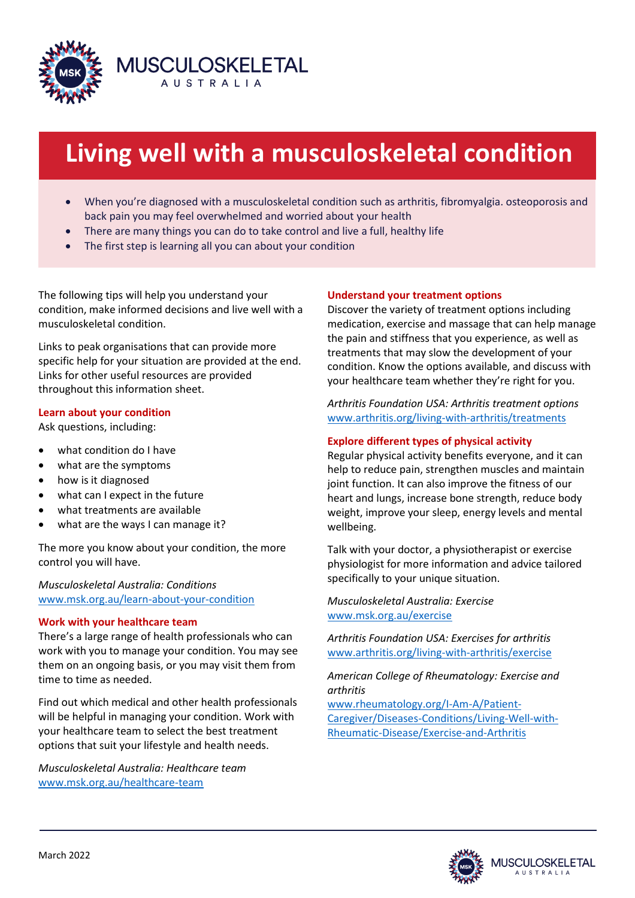MUSCULOSKELETAL AUSTRALIA

# Living well with a musculoskeletal condition

- When you're diagnosed with a musculoskeletal condition such as arthritis, fibromyalgia. osteoporosis and back pain you may feel overwhelmed and worried about your health
- There are many things you can do to take control and live a full, healthy life
- The first step is learning all you can about your condition

The following tips will help you understand your condition, make informed decisions and live well with a musculoskeletal condition.

Links to peak organisations that can provide more specific help for your situation are provided at the end. Links for other useful resources are provided throughout this information sheet.

## Learn about your condition

Ask questions, including:

- what condition do I have
- what are the symptoms
- how is it diagnosed
- what can I expect in the future
- what treatments are available
- what are the ways I can manage it?

The more you know about your condition, the more control you will have.

*Musculoskeletal Australia: Conditions*
www.msk.org.au/learn-about-your-condition

## Work with your healthcare team

There's a large range of health professionals who can work with you to manage your condition. You may see them on an ongoing basis, or you may visit them from time to time as needed.

Find out which medical and other health professionals will be helpful in managing your condition. Work with your healthcare team to select the best treatment options that suit your lifestyle and health needs.

*Musculoskeletal Australia: Healthcare team*
www.msk.org.au/healthcare-team

## Understand your treatment options

Discover the variety of treatment options including medication, exercise and massage that can help manage the pain and stiffness that you experience, as well as treatments that may slow the development of your condition. Know the options available, and discuss with your healthcare team whether they're right for you.

*Arthritis Foundation USA: Arthritis treatment options*
www.arthritis.org/living-with-arthritis/treatments

## Explore different types of physical activity

Regular physical activity benefits everyone, and it can help to reduce pain, strengthen muscles and maintain joint function. It can also improve the fitness of our heart and lungs, increase bone strength, reduce body weight, improve your sleep, energy levels and mental wellbeing.

Talk with your doctor, a physiotherapist or exercise physiologist for more information and advice tailored specifically to your unique situation.

*Musculoskeletal Australia: Exercise*
www.msk.org.au/exercise

*Arthritis Foundation USA: Exercises for arthritis*
www.arthritis.org/living-with-arthritis/exercise

*American College of Rheumatology: Exercise and arthritis*
www.rheumatology.org/I-Am-A/Patient-Caregiver/Diseases-Conditions/Living-Well-with-Rheumatic-Disease/Exercise-and-Arthritis

March 2022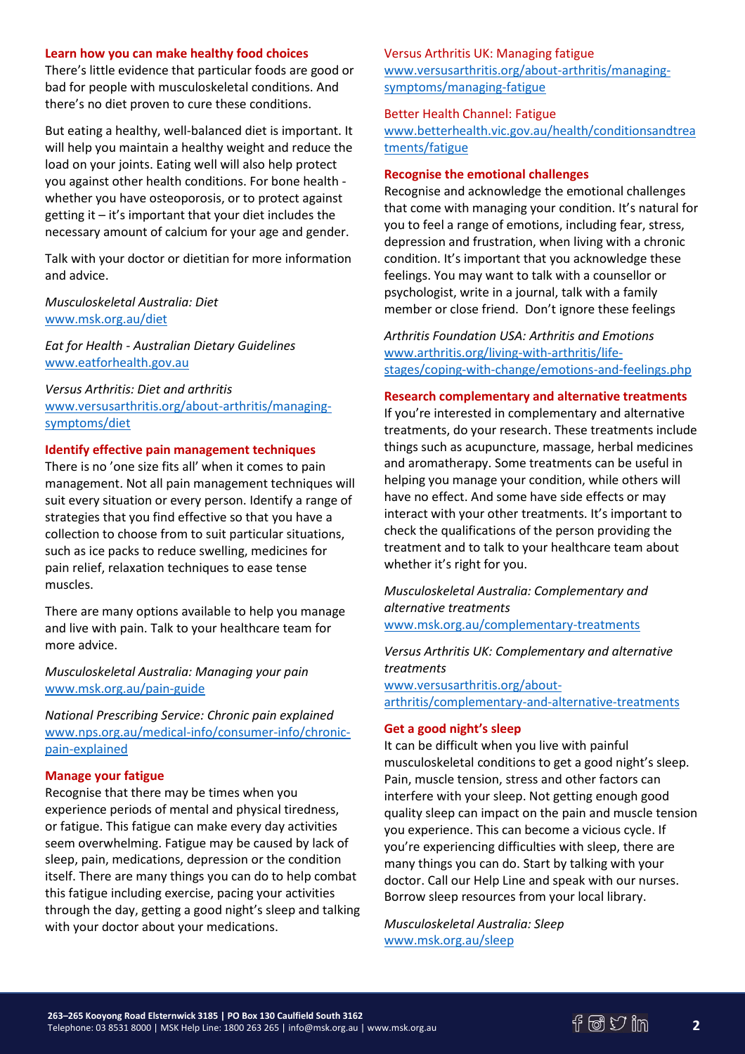### Learn how you can make healthy food choices

There's little evidence that particular foods are good or bad for people with musculoskeletal conditions. And there's no diet proven to cure these conditions.

But eating a healthy, well-balanced diet is important. It will help you maintain a healthy weight and reduce the load on your joints. Eating well will also help protect you against other health conditions. For bone health - whether you have osteoporosis, or to protect against getting it – it's important that your diet includes the necessary amount of calcium for your age and gender.

Talk with your doctor or dietitian for more information and advice.

*Musculoskeletal Australia: Diet*
www.msk.org.au/diet

*Eat for Health - Australian Dietary Guidelines*
www.eatforhealth.gov.au

*Versus Arthritis: Diet and arthritis*
www.versusarthritis.org/about-arthritis/managing-symptoms/diet

### Identify effective pain management techniques

There is no 'one size fits all' when it comes to pain management. Not all pain management techniques will suit every situation or every person. Identify a range of strategies that you find effective so that you have a collection to choose from to suit particular situations, such as ice packs to reduce swelling, medicines for pain relief, relaxation techniques to ease tense muscles.

There are many options available to help you manage and live with pain. Talk to your healthcare team for more advice.

*Musculoskeletal Australia: Managing your pain*
www.msk.org.au/pain-guide

*National Prescribing Service: Chronic pain explained*
www.nps.org.au/medical-info/consumer-info/chronic-pain-explained

### Manage your fatigue

Recognise that there may be times when you experience periods of mental and physical tiredness, or fatigue. This fatigue can make every day activities seem overwhelming. Fatigue may be caused by lack of sleep, pain, medications, depression or the condition itself. There are many things you can do to help combat this fatigue including exercise, pacing your activities through the day, getting a good night's sleep and talking with your doctor about your medications.

Versus Arthritis UK: Managing fatigue
www.versusarthritis.org/about-arthritis/managing-symptoms/managing-fatigue

Better Health Channel: Fatigue
www.betterhealth.vic.gov.au/health/conditionsandtreatments/fatigue

### Recognise the emotional challenges

Recognise and acknowledge the emotional challenges that come with managing your condition. It's natural for you to feel a range of emotions, including fear, stress, depression and frustration, when living with a chronic condition. It's important that you acknowledge these feelings. You may want to talk with a counsellor or psychologist, write in a journal, talk with a family member or close friend. Don't ignore these feelings

*Arthritis Foundation USA: Arthritis and Emotions*
www.arthritis.org/living-with-arthritis/life-stages/coping-with-change/emotions-and-feelings.php

### Research complementary and alternative treatments

If you're interested in complementary and alternative treatments, do your research. These treatments include things such as acupuncture, massage, herbal medicines and aromatherapy. Some treatments can be useful in helping you manage your condition, while others will have no effect. And some have side effects or may interact with your other treatments. It's important to check the qualifications of the person providing the treatment and to talk to your healthcare team about whether it's right for you.

*Musculoskeletal Australia: Complementary and alternative treatments*
www.msk.org.au/complementary-treatments

*Versus Arthritis UK: Complementary and alternative treatments*
www.versusarthritis.org/about-arthritis/complementary-and-alternative-treatments

### Get a good night's sleep

It can be difficult when you live with painful musculoskeletal conditions to get a good night's sleep. Pain, muscle tension, stress and other factors can interfere with your sleep. Not getting enough good quality sleep can impact on the pain and muscle tension you experience. This can become a vicious cycle. If you're experiencing difficulties with sleep, there are many things you can do. Start by talking with your doctor. Call our Help Line and speak with our nurses. Borrow sleep resources from your local library.

*Musculoskeletal Australia: Sleep*
www.msk.org.au/sleep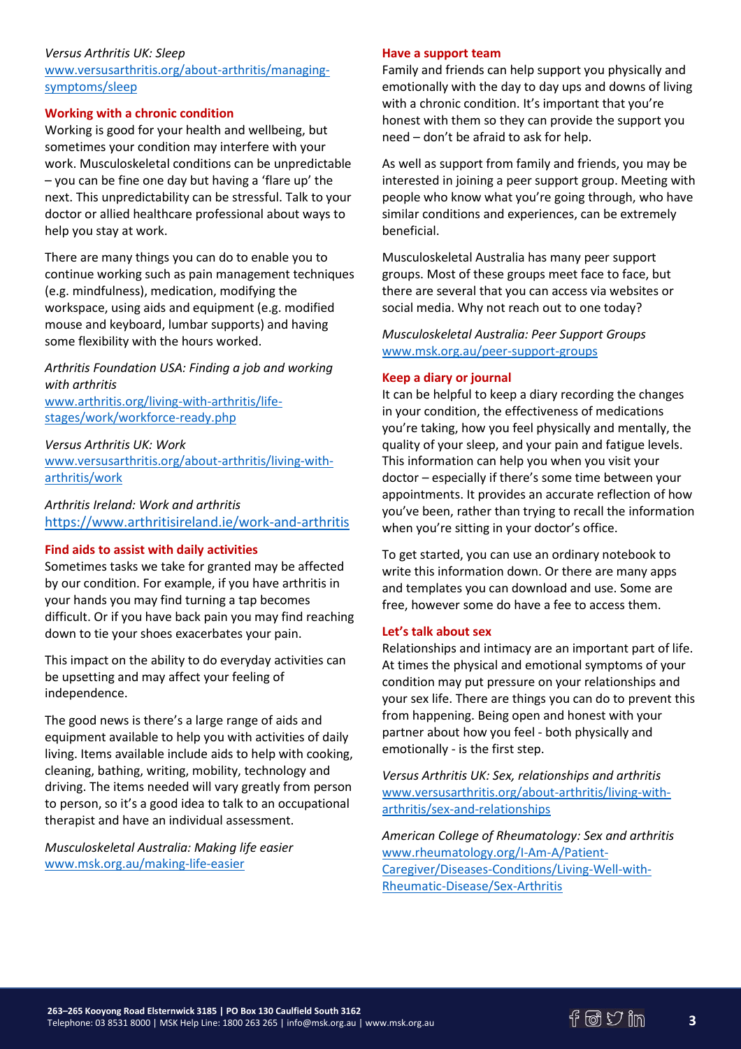*Versus Arthritis UK: Sleep*
www.versusarthritis.org/about-arthritis/managing-symptoms/sleep

### Working with a chronic condition

Working is good for your health and wellbeing, but sometimes your condition may interfere with your work. Musculoskeletal conditions can be unpredictable – you can be fine one day but having a 'flare up' the next. This unpredictability can be stressful. Talk to your doctor or allied healthcare professional about ways to help you stay at work.

There are many things you can do to enable you to continue working such as pain management techniques (e.g. mindfulness), medication, modifying the workspace, using aids and equipment (e.g. modified mouse and keyboard, lumbar supports) and having some flexibility with the hours worked.

*Arthritis Foundation USA: Finding a job and working with arthritis*
www.arthritis.org/living-with-arthritis/life-stages/work/workforce-ready.php

*Versus Arthritis UK: Work*
www.versusarthritis.org/about-arthritis/living-with-arthritis/work

*Arthritis Ireland: Work and arthritis*
https://www.arthritisireland.ie/work-and-arthritis

### Find aids to assist with daily activities

Sometimes tasks we take for granted may be affected by our condition. For example, if you have arthritis in your hands you may find turning a tap becomes difficult. Or if you have back pain you may find reaching down to tie your shoes exacerbates your pain.

This impact on the ability to do everyday activities can be upsetting and may affect your feeling of independence.

The good news is there's a large range of aids and equipment available to help you with activities of daily living. Items available include aids to help with cooking, cleaning, bathing, writing, mobility, technology and driving. The items needed will vary greatly from person to person, so it's a good idea to talk to an occupational therapist and have an individual assessment.

*Musculoskeletal Australia: Making life easier*
www.msk.org.au/making-life-easier

### Have a support team

Family and friends can help support you physically and emotionally with the day to day ups and downs of living with a chronic condition. It's important that you're honest with them so they can provide the support you need – don't be afraid to ask for help.

As well as support from family and friends, you may be interested in joining a peer support group. Meeting with people who know what you're going through, who have similar conditions and experiences, can be extremely beneficial.

Musculoskeletal Australia has many peer support groups. Most of these groups meet face to face, but there are several that you can access via websites or social media. Why not reach out to one today?

*Musculoskeletal Australia: Peer Support Groups*
www.msk.org.au/peer-support-groups

### Keep a diary or journal

It can be helpful to keep a diary recording the changes in your condition, the effectiveness of medications you're taking, how you feel physically and mentally, the quality of your sleep, and your pain and fatigue levels. This information can help you when you visit your doctor – especially if there's some time between your appointments. It provides an accurate reflection of how you've been, rather than trying to recall the information when you're sitting in your doctor's office.

To get started, you can use an ordinary notebook to write this information down. Or there are many apps and templates you can download and use. Some are free, however some do have a fee to access them.

### Let's talk about sex

Relationships and intimacy are an important part of life. At times the physical and emotional symptoms of your condition may put pressure on your relationships and your sex life. There are things you can do to prevent this from happening. Being open and honest with your partner about how you feel - both physically and emotionally - is the first step.

*Versus Arthritis UK: Sex, relationships and arthritis*
www.versusarthritis.org/about-arthritis/living-with-arthritis/sex-and-relationships

*American College of Rheumatology: Sex and arthritis*
www.rheumatology.org/I-Am-A/Patient-Caregiver/Diseases-Conditions/Living-Well-with-Rheumatic-Disease/Sex-Arthritis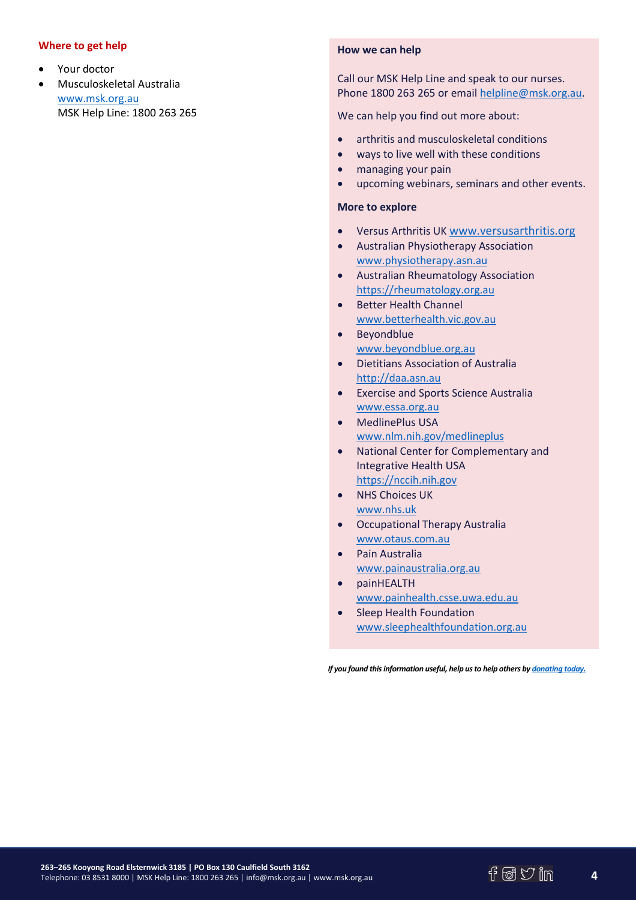## Where to get help

- Your doctor
- Musculoskeletal Australia
  www.msk.org.au
  MSK Help Line: 1800 263 265

## How we can help

Call our MSK Help Line and speak to our nurses.
Phone 1800 263 265 or email helpline@msk.org.au.

We can help you find out more about:

- arthritis and musculoskeletal conditions
- ways to live well with these conditions
- managing your pain
- upcoming webinars, seminars and other events.

### More to explore

- Versus Arthritis UK www.versusarthritis.org
- Australian Physiotherapy Association
  www.physiotherapy.asn.au
- Australian Rheumatology Association
  https://rheumatology.org.au
- Better Health Channel
  www.betterhealth.vic.gov.au
- Beyondblue
  www.beyondblue.org.au
- Dietitians Association of Australia
  http://daa.asn.au
- Exercise and Sports Science Australia
  www.essa.org.au
- MedlinePlus USA
  www.nlm.nih.gov/medlineplus
- National Center for Complementary and Integrative Health USA
  https://nccih.nih.gov
- NHS Choices UK
  www.nhs.uk
- Occupational Therapy Australia
  www.otaus.com.au
- Pain Australia
  www.painaustralia.org.au
- painHEALTH
  www.painhealth.csse.uwa.edu.au
- Sleep Health Foundation
  www.sleephealthfoundation.org.au

***If you found this information useful, help us to help others by donating today.***

**263–265 Kooyong Road Elsternwick 3185 | PO Box 130 Caulfield South 3162**
Telephone: 03 8531 8000 | MSK Help Line: 1800 263 265 | info@msk.org.au | www.msk.org.au